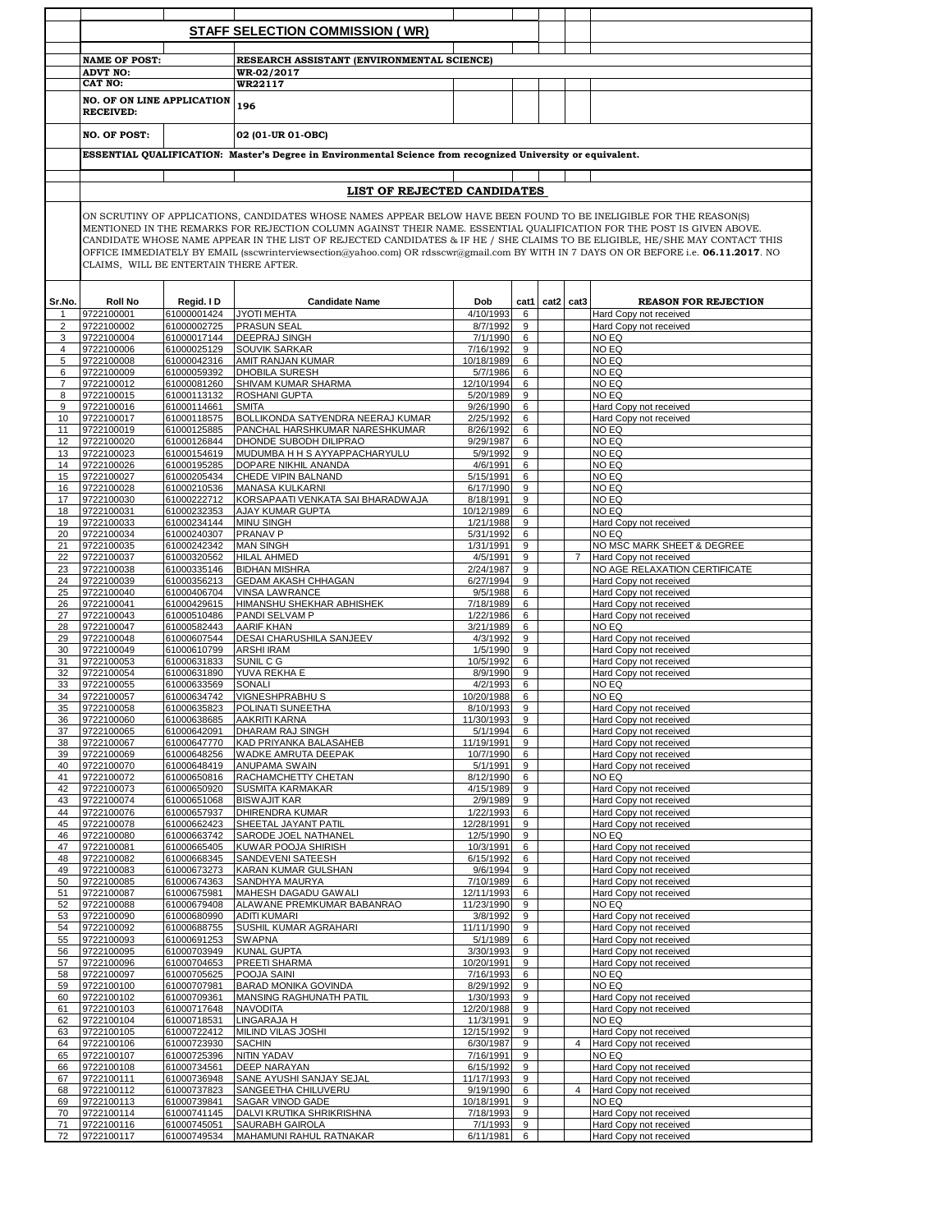## STAFF SELECTION COMMISSION ( WR)

| | |
|---|---|
| **NAME OF POST:** | **RESEARCH ASSISTANT (ENVIRONMENTAL SCIENCE)** |
| **ADVT NO:** | **WR-02/2017** |
| **CAT NO:** | **WR22117** |
| **NO. OF ON LINE APPLICATION RECEIVED:** | **196** |
| **NO. OF POST:** | **02 (01-UR 01-OBC)** |

**ESSENTIAL QUALIFICATION: Master's Degree in Environmental Science from recognized University or equivalent.**

## LIST OF REJECTED CANDIDATES

ON SCRUTINY OF APPLICATIONS, CANDIDATES WHOSE NAMES APPEAR BELOW HAVE BEEN FOUND TO BE INELIGIBLE FOR THE REASON(S) MENTIONED IN THE REMARKS FOR REJECTION COLUMN AGAINST THEIR NAME. ESSENTIAL QUALIFICATION FOR THE POST IS GIVEN ABOVE. CANDIDATE WHOSE NAME APPEAR IN THE LIST OF REJECTED CANDIDATES & IF HE / SHE CLAIMS TO BE ELIGIBLE, HE/SHE MAY CONTACT THIS OFFICE IMMEDIATELY BY EMAIL (sscwrinterviewsection@yahoo.com) OR rdsscwr@gmail.com BY WITH IN 7 DAYS ON OR BEFORE i.e. **06.11.2017**. NO CLAIMS, WILL BE ENTERTAIN THERE AFTER.

| Sr.No. | Roll No | Regid. I D | Candidate Name | Dob | cat1 | cat2 | cat3 | REASON FOR REJECTION |
|---|---|---|---|---|---|---|---|---|
| 1 | 9722100001 | 61000001424 | JYOTI MEHTA | 4/10/1993 | 6 | | | Hard Copy not received |
| 2 | 9722100002 | 61000002725 | PRASUN SEAL | 8/7/1992 | 9 | | | Hard Copy not received |
| 3 | 9722100004 | 61000017144 | DEEPRAJ SINGH | 7/1/1990 | 6 | | | NO EQ |
| 4 | 9722100006 | 61000025129 | SOUVIK SARKAR | 7/16/1992 | 9 | | | NO EQ |
| 5 | 9722100008 | 61000042316 | AMIT RANJAN KUMAR | 10/18/1989 | 6 | | | NO EQ |
| 6 | 9722100009 | 61000059392 | DHOBILA SURESH | 5/7/1986 | 6 | | | NO EQ |
| 7 | 9722100012 | 61000081260 | SHIVAM KUMAR SHARMA | 12/10/1994 | 6 | | | NO EQ |
| 8 | 9722100015 | 61000113132 | ROSHANI GUPTA | 5/20/1989 | 9 | | | NO EQ |
| 9 | 9722100016 | 61000114661 | SMITA | 9/26/1990 | 6 | | | Hard Copy not received |
| 10 | 9722100017 | 61000118575 | BOLLIKONDA SATYENDRA NEERAJ KUMAR | 2/25/1992 | 6 | | | Hard Copy not received |
| 11 | 9722100019 | 61000125885 | PANCHAL HARSHKUMAR NARESHKUMAR | 8/26/1992 | 6 | | | NO EQ |
| 12 | 9722100020 | 61000126844 | DHONDE SUBODH DILIPRAO | 9/29/1987 | 6 | | | NO EQ |
| 13 | 9722100023 | 61000154619 | MUDUMBA H H S AYYAPPACHARYULU | 5/9/1992 | 9 | | | NO EQ |
| 14 | 9722100026 | 61000195285 | DOPARE NIKHIL ANANDA | 4/6/1991 | 6 | | | NO EQ |
| 15 | 9722100027 | 61000205434 | CHEDE VIPIN BALNAND | 5/15/1991 | 6 | | | NO EQ |
| 16 | 9722100028 | 61000210536 | MANASA KULKARNI | 6/17/1990 | 9 | | | NO EQ |
| 17 | 9722100030 | 61000222712 | KORSAPAATI VENKATA SAI BHARADWAJA | 8/18/1991 | 9 | | | NO EQ |
| 18 | 9722100031 | 61000232353 | AJAY KUMAR GUPTA | 10/12/1989 | 6 | | | NO EQ |
| 19 | 9722100033 | 61000234144 | MINU SINGH | 1/21/1988 | 9 | | | Hard Copy not received |
| 20 | 9722100034 | 61000240307 | PRANAV P | 5/31/1992 | 6 | | | NO EQ |
| 21 | 9722100035 | 61000242342 | MAN SINGH | 1/31/1991 | 9 | | | NO MSC MARK SHEET & DEGREE |
| 22 | 9722100037 | 61000320562 | HILAL AHMED | 4/5/1991 | 9 | | 7 | Hard Copy not received |
| 23 | 9722100038 | 61000335146 | BIDHAN MISHRA | 2/24/1987 | 9 | | | NO AGE RELAXATION CERTIFICATE |
| 24 | 9722100039 | 61000356213 | GEDAM AKASH CHHAGAN | 6/27/1994 | 9 | | | Hard Copy not received |
| 25 | 9722100040 | 61000406704 | VINSA LAWRANCE | 9/5/1988 | 6 | | | Hard Copy not received |
| 26 | 9722100041 | 61000429615 | HIMANSHU SHEKHAR ABHISHEK | 7/18/1989 | 6 | | | Hard Copy not received |
| 27 | 9722100043 | 61000510486 | PANDI SELVAM P | 1/22/1986 | 6 | | | Hard Copy not received |
| 28 | 9722100047 | 61000582443 | AARIF KHAN | 3/21/1989 | 6 | | | NO EQ |
| 29 | 9722100048 | 61000607544 | DESAI CHARUSHILA SANJEEV | 4/3/1992 | 9 | | | Hard Copy not received |
| 30 | 9722100049 | 61000610799 | ARSHI IRAM | 1/5/1990 | 9 | | | Hard Copy not received |
| 31 | 9722100053 | 61000631833 | SUNIL C G | 10/5/1992 | 6 | | | Hard Copy not received |
| 32 | 9722100054 | 61000631890 | YUVA REKHA E | 8/9/1990 | 9 | | | Hard Copy not received |
| 33 | 9722100055 | 61000633569 | SONALI | 4/2/1993 | 6 | | | NO EQ |
| 34 | 9722100057 | 61000634742 | VIGNESHPRABHU S | 10/20/1988 | 6 | | | NO EQ |
| 35 | 9722100058 | 61000635823 | POLINATI SUNEETHA | 8/10/1993 | 9 | | | Hard Copy not received |
| 36 | 9722100060 | 61000638685 | AAKRITI KARNA | 11/30/1993 | 9 | | | Hard Copy not received |
| 37 | 9722100065 | 61000642091 | DHARAM RAJ SINGH | 5/1/1994 | 6 | | | Hard Copy not received |
| 38 | 9722100067 | 61000647770 | KAD PRIYANKA BALASAHEB | 11/19/1991 | 9 | | | Hard Copy not received |
| 39 | 9722100069 | 61000648256 | WADKE AMRUTA DEEPAK | 10/7/1990 | 6 | | | Hard Copy not received |
| 40 | 9722100070 | 61000648419 | ANUPAMA SWAIN | 5/1/1991 | 9 | | | Hard Copy not received |
| 41 | 9722100072 | 61000650816 | RACHAMCHETTY CHETAN | 8/12/1990 | 6 | | | NO EQ |
| 42 | 9722100073 | 61000650920 | SUSMITA KARMAKAR | 4/15/1989 | 9 | | | Hard Copy not received |
| 43 | 9722100074 | 61000651068 | BISWAJIT KAR | 2/9/1989 | 9 | | | Hard Copy not received |
| 44 | 9722100076 | 61000657937 | DHIRENDRA KUMAR | 1/22/1993 | 6 | | | Hard Copy not received |
| 45 | 9722100078 | 61000662423 | SHEETAL JAYANT PATIL | 12/28/1991 | 9 | | | Hard Copy not received |
| 46 | 9722100080 | 61000663742 | SARODE JOEL NATHANEL | 12/5/1990 | 9 | | | NO EQ |
| 47 | 9722100081 | 61000665405 | KUWAR POOJA SHIRISH | 10/3/1991 | 6 | | | Hard Copy not received |
| 48 | 9722100082 | 61000668345 | SANDEVENI SATEESH | 6/15/1992 | 6 | | | Hard Copy not received |
| 49 | 9722100083 | 61000673273 | KARAN KUMAR GULSHAN | 9/6/1994 | 9 | | | Hard Copy not received |
| 50 | 9722100085 | 61000674363 | SANDHYA MAURYA | 7/10/1989 | 6 | | | Hard Copy not received |
| 51 | 9722100087 | 61000675981 | MAHESH DAGADU GAWALI | 12/11/1993 | 6 | | | Hard Copy not received |
| 52 | 9722100088 | 61000679408 | ALAWANE PREMKUMAR BABANRAO | 11/23/1990 | 9 | | | NO EQ |
| 53 | 9722100090 | 61000680990 | ADITI KUMARI | 3/8/1992 | 9 | | | Hard Copy not received |
| 54 | 9722100092 | 61000688755 | SUSHIL KUMAR AGRAHARI | 11/11/1990 | 9 | | | Hard Copy not received |
| 55 | 9722100093 | 61000691253 | SWAPNA | 5/1/1989 | 6 | | | Hard Copy not received |
| 56 | 9722100095 | 61000703949 | KUNAL GUPTA | 3/30/1993 | 9 | | | Hard Copy not received |
| 57 | 9722100096 | 61000704653 | PREETI SHARMA | 10/20/1991 | 9 | | | Hard Copy not received |
| 58 | 9722100097 | 61000705625 | POOJA SAINI | 7/16/1993 | 6 | | | NO EQ |
| 59 | 9722100100 | 61000707981 | BARAD MONIKA GOVINDA | 8/29/1992 | 9 | | | NO EQ |
| 60 | 9722100102 | 61000709361 | MANSING RAGHUNATH PATIL | 1/30/1993 | 9 | | | Hard Copy not received |
| 61 | 9722100103 | 61000717648 | NAVODITA | 12/20/1988 | 9 | | | Hard Copy not received |
| 62 | 9722100104 | 61000718531 | LINGARAJA H | 11/3/1991 | 9 | | | NO EQ |
| 63 | 9722100105 | 61000722412 | MILIND VILAS JOSHI | 12/15/1992 | 9 | | | Hard Copy not received |
| 64 | 9722100106 | 61000723930 | SACHIN | 6/30/1987 | 9 | | 4 | Hard Copy not received |
| 65 | 9722100107 | 61000725396 | NITIN YADAV | 7/16/1991 | 9 | | | NO EQ |
| 66 | 9722100108 | 61000734561 | DEEP NARAYAN | 6/15/1992 | 9 | | | Hard Copy not received |
| 67 | 9722100111 | 61000736948 | SANE AYUSHI SANJAY SEJAL | 11/17/1993 | 9 | | | Hard Copy not received |
| 68 | 9722100112 | 61000737823 | SANGEETHA CHILUVERU | 9/19/1990 | 6 | | 4 | Hard Copy not received |
| 69 | 9722100113 | 61000739841 | SAGAR VINOD GADE | 10/18/1991 | 9 | | | NO EQ |
| 70 | 9722100114 | 61000741145 | DALVI KRUTIKA SHRIKRISHNA | 7/18/1993 | 9 | | | Hard Copy not received |
| 71 | 9722100116 | 61000745051 | SAURABH GAIROLA | 7/1/1993 | 9 | | | Hard Copy not received |
| 72 | 9722100117 | 61000749534 | MAHAMUNI RAHUL RATNAKAR | 6/11/1981 | 6 | | | Hard Copy not received |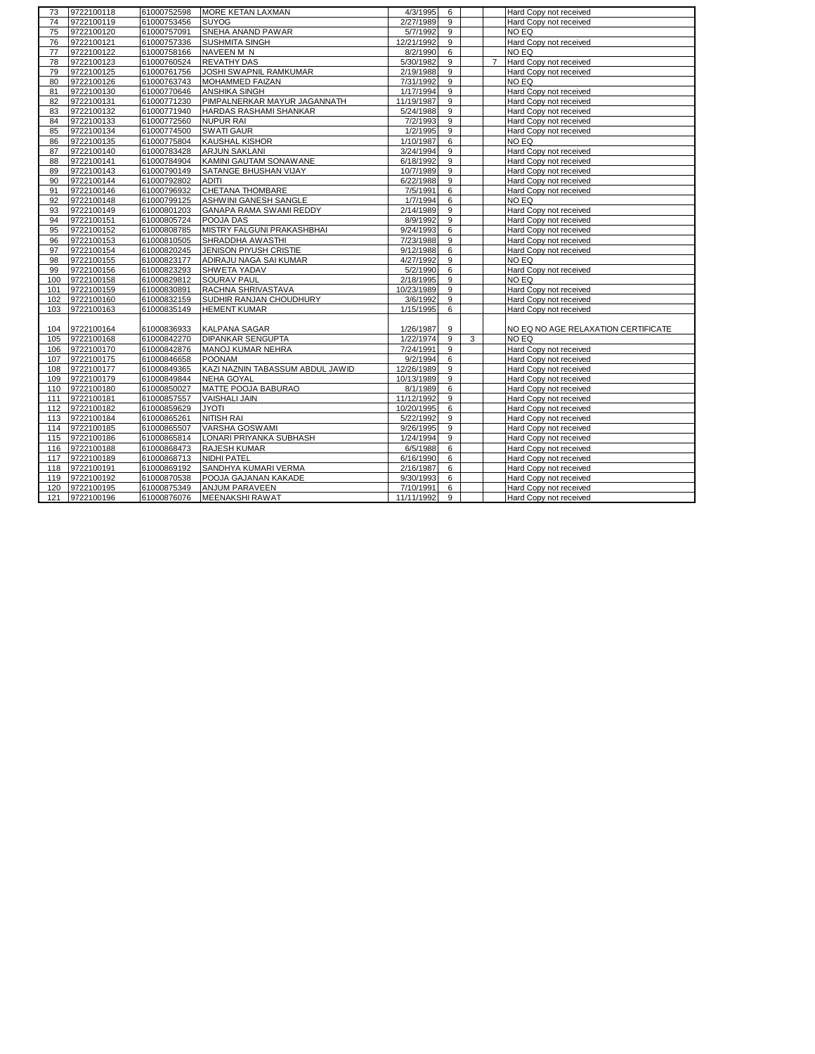| | | | | | | | | |
|---|---|---|---|---|---|---|---|---|
| 73 | 9722100118 | 61000752598 | MORE KETAN LAXMAN | 4/3/1995 | 6 | | | Hard Copy not received |
| 74 | 9722100119 | 61000753456 | SUYOG | 2/27/1989 | 9 | | | Hard Copy not received |
| 75 | 9722100120 | 61000757091 | SNEHA ANAND PAWAR | 5/7/1992 | 9 | | | NO EQ |
| 76 | 9722100121 | 61000757336 | SUSHMITA SINGH | 12/21/1992 | 9 | | | Hard Copy not received |
| 77 | 9722100122 | 61000758166 | NAVEEN M N | 8/2/1990 | 6 | | | NO EQ |
| 78 | 9722100123 | 61000760524 | REVATHY DAS | 5/30/1982 | 9 | | 7 | Hard Copy not received |
| 79 | 9722100125 | 61000761756 | JOSHI SWAPNIL RAMKUMAR | 2/19/1988 | 9 | | | Hard Copy not received |
| 80 | 9722100126 | 61000763743 | MOHAMMED FAIZAN | 7/31/1992 | 9 | | | NO EQ |
| 81 | 9722100130 | 61000770646 | ANSHIKA SINGH | 1/17/1994 | 9 | | | Hard Copy not received |
| 82 | 9722100131 | 61000771230 | PIMPALNERKAR MAYUR JAGANNATH | 11/19/1987 | 9 | | | Hard Copy not received |
| 83 | 9722100132 | 61000771940 | HARDAS RASHAMI SHANKAR | 5/24/1988 | 9 | | | Hard Copy not received |
| 84 | 9722100133 | 61000772560 | NUPUR RAI | 7/2/1993 | 9 | | | Hard Copy not received |
| 85 | 9722100134 | 61000774500 | SWATI GAUR | 1/2/1995 | 9 | | | Hard Copy not received |
| 86 | 9722100135 | 61000775804 | KAUSHAL KISHOR | 1/10/1987 | 6 | | | NO EQ |
| 87 | 9722100140 | 61000783428 | ARJUN SAKLANI | 3/24/1994 | 9 | | | Hard Copy not received |
| 88 | 9722100141 | 61000784904 | KAMINI GAUTAM SONAWANE | 6/18/1992 | 9 | | | Hard Copy not received |
| 89 | 9722100143 | 61000790149 | SATANGE BHUSHAN VIJAY | 10/7/1989 | 9 | | | Hard Copy not received |
| 90 | 9722100144 | 61000792802 | ADITI | 6/22/1988 | 9 | | | Hard Copy not received |
| 91 | 9722100146 | 61000796932 | CHETANA THOMBARE | 7/5/1991 | 6 | | | Hard Copy not received |
| 92 | 9722100148 | 61000799125 | ASHWINI GANESH SANGLE | 1/7/1994 | 6 | | | NO EQ |
| 93 | 9722100149 | 61000801203 | GANAPA RAMA SWAMI REDDY | 2/14/1989 | 9 | | | Hard Copy not received |
| 94 | 9722100151 | 61000805724 | POOJA DAS | 8/9/1992 | 9 | | | Hard Copy not received |
| 95 | 9722100152 | 61000808785 | MISTRY FALGUNI PRAKASHBHAI | 9/24/1993 | 6 | | | Hard Copy not received |
| 96 | 9722100153 | 61000810505 | SHRADDHA AWASTHI | 7/23/1988 | 9 | | | Hard Copy not received |
| 97 | 9722100154 | 61000820245 | JENISON PIYUSH CRISTIE | 9/12/1988 | 6 | | | Hard Copy not received |
| 98 | 9722100155 | 61000823177 | ADIRAJU NAGA SAI KUMAR | 4/27/1992 | 9 | | | NO EQ |
| 99 | 9722100156 | 61000823293 | SHWETA YADAV | 5/2/1990 | 6 | | | Hard Copy not received |
| 100 | 9722100158 | 61000829812 | SOURAV PAUL | 2/18/1995 | 9 | | | NO EQ |
| 101 | 9722100159 | 61000830891 | RACHNA SHRIVASTAVA | 10/23/1989 | 9 | | | Hard Copy not received |
| 102 | 9722100160 | 61000832159 | SUDHIR RANJAN CHOUDHURY | 3/6/1992 | 9 | | | Hard Copy not received |
| 103 | 9722100163 | 61000835149 | HEMENT KUMAR | 1/15/1995 | 6 | | | Hard Copy not received |
| 104 | 9722100164 | 61000836933 | KALPANA SAGAR | 1/26/1987 | 9 | | | NO EQ NO AGE RELAXATION CERTIFICATE |
| 105 | 9722100168 | 61000842270 | DIPANKAR SENGUPTA | 1/22/1974 | 9 | 3 | | NO EQ |
| 106 | 9722100170 | 61000842876 | MANOJ KUMAR NEHRA | 7/24/1991 | 9 | | | Hard Copy not received |
| 107 | 9722100175 | 61000846658 | POONAM | 9/2/1994 | 6 | | | Hard Copy not received |
| 108 | 9722100177 | 61000849365 | KAZI NAZNIN TABASSUM ABDUL JAWID | 12/26/1989 | 9 | | | Hard Copy not received |
| 109 | 9722100179 | 61000849844 | NEHA GOYAL | 10/13/1989 | 9 | | | Hard Copy not received |
| 110 | 9722100180 | 61000850027 | MATTE POOJA BABURAO | 8/1/1989 | 6 | | | Hard Copy not received |
| 111 | 9722100181 | 61000857557 | VAISHALI JAIN | 11/12/1992 | 9 | | | Hard Copy not received |
| 112 | 9722100182 | 61000859629 | JYOTI | 10/20/1995 | 6 | | | Hard Copy not received |
| 113 | 9722100184 | 61000865261 | NITISH RAI | 5/22/1992 | 9 | | | Hard Copy not received |
| 114 | 9722100185 | 61000865507 | VARSHA GOSWAMI | 9/26/1995 | 9 | | | Hard Copy not received |
| 115 | 9722100186 | 61000865814 | LONARI PRIYANKA SUBHASH | 1/24/1994 | 9 | | | Hard Copy not received |
| 116 | 9722100188 | 61000868473 | RAJESH KUMAR | 6/5/1988 | 6 | | | Hard Copy not received |
| 117 | 9722100189 | 61000868713 | NIDHI PATEL | 6/16/1990 | 6 | | | Hard Copy not received |
| 118 | 9722100191 | 61000869192 | SANDHYA KUMARI VERMA | 2/16/1987 | 6 | | | Hard Copy not received |
| 119 | 9722100192 | 61000870538 | POOJA GAJANAN KAKADE | 9/30/1993 | 6 | | | Hard Copy not received |
| 120 | 9722100195 | 61000875349 | ANJUM PARAVEEN | 7/10/1991 | 6 | | | Hard Copy not received |
| 121 | 9722100196 | 61000876076 | MEENAKSHI RAWAT | 11/11/1992 | 9 | | | Hard Copy not received |